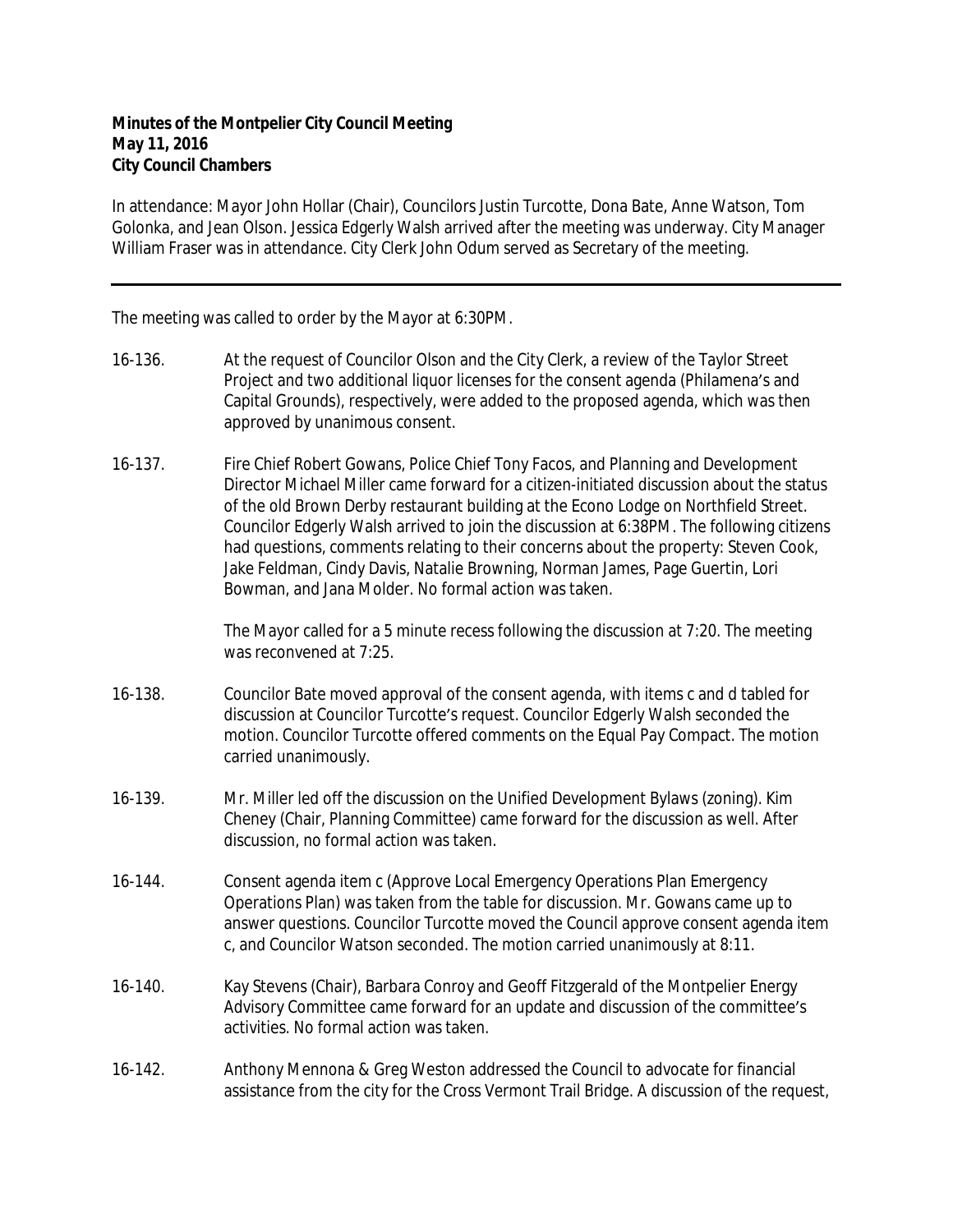**Minutes of the Montpelier City Council Meeting**
**May 11, 2016**
**City Council Chambers**

In attendance: Mayor John Hollar (Chair), Councilors Justin Turcotte, Dona Bate, Anne Watson, Tom Golonka, and Jean Olson. Jessica Edgerly Walsh arrived after the meeting was underway. City Manager William Fraser was in attendance. City Clerk John Odum served as Secretary of the meeting.

---

The meeting was called to order by the Mayor at 6:30PM.

16-136. At the request of Councilor Olson and the City Clerk, a review of the Taylor Street Project and two additional liquor licenses for the consent agenda (Philamena's and Capital Grounds), respectively, were added to the proposed agenda, which was then approved by unanimous consent.

16-137. Fire Chief Robert Gowans, Police Chief Tony Facos, and Planning and Development Director Michael Miller came forward for a citizen-initiated discussion about the status of the old Brown Derby restaurant building at the Econo Lodge on Northfield Street. Councilor Edgerly Walsh arrived to join the discussion at 6:38PM. The following citizens had questions, comments relating to their concerns about the property: Steven Cook, Jake Feldman, Cindy Davis, Natalie Browning, Norman James, Page Guertin, Lori Bowman, and Jana Molder. No formal action was taken.

The Mayor called for a 5 minute recess following the discussion at 7:20. The meeting was reconvened at 7:25.

16-138. Councilor Bate moved approval of the consent agenda, with items c and d tabled for discussion at Councilor Turcotte's request. Councilor Edgerly Walsh seconded the motion. Councilor Turcotte offered comments on the Equal Pay Compact. The motion carried unanimously.

16-139. Mr. Miller led off the discussion on the Unified Development Bylaws (zoning). Kim Cheney (Chair, Planning Committee) came forward for the discussion as well. After discussion, no formal action was taken.

16-144. Consent agenda item c (Approve Local Emergency Operations Plan Emergency Operations Plan) was taken from the table for discussion. Mr. Gowans came up to answer questions. Councilor Turcotte moved the Council approve consent agenda item c, and Councilor Watson seconded. The motion carried unanimously at 8:11.

16-140. Kay Stevens (Chair), Barbara Conroy and Geoff Fitzgerald of the Montpelier Energy Advisory Committee came forward for an update and discussion of the committee's activities. No formal action was taken.

16-142. Anthony Mennona & Greg Weston addressed the Council to advocate for financial assistance from the city for the Cross Vermont Trail Bridge. A discussion of the request,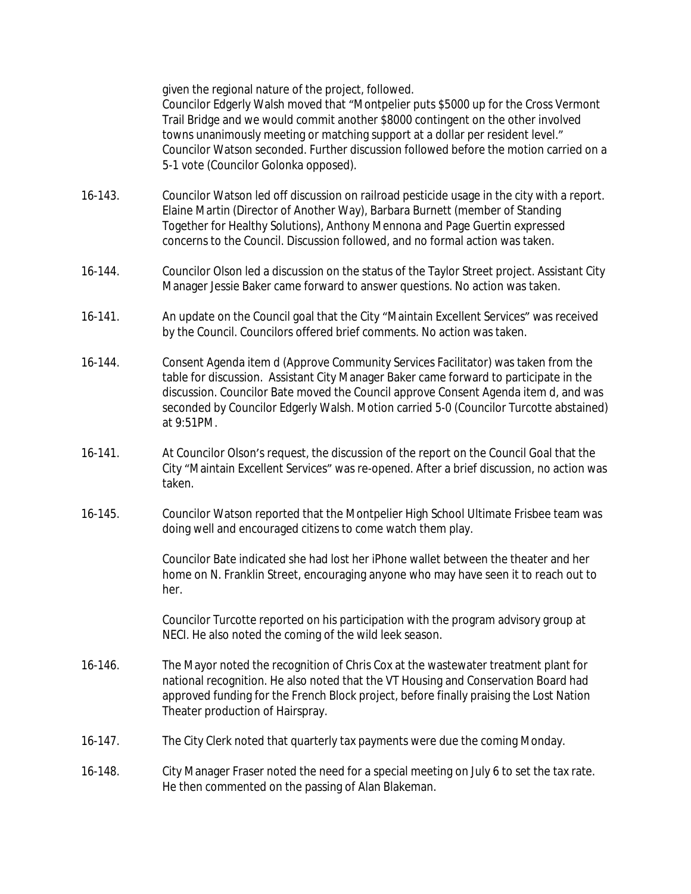given the regional nature of the project, followed.
Councilor Edgerly Walsh moved that "Montpelier puts $5000 up for the Cross Vermont Trail Bridge and we would commit another $8000 contingent on the other involved towns unanimously meeting or matching support at a dollar per resident level." Councilor Watson seconded. Further discussion followed before the motion carried on a 5-1 vote (Councilor Golonka opposed).

16-143. Councilor Watson led off discussion on railroad pesticide usage in the city with a report. Elaine Martin (Director of Another Way), Barbara Burnett (member of Standing Together for Healthy Solutions), Anthony Mennona and Page Guertin expressed concerns to the Council. Discussion followed, and no formal action was taken.

16-144. Councilor Olson led a discussion on the status of the Taylor Street project. Assistant City Manager Jessie Baker came forward to answer questions. No action was taken.

16-141. An update on the Council goal that the City "Maintain Excellent Services" was received by the Council. Councilors offered brief comments. No action was taken.

16-144. Consent Agenda item d (Approve Community Services Facilitator) was taken from the table for discussion. Assistant City Manager Baker came forward to participate in the discussion. Councilor Bate moved the Council approve Consent Agenda item d, and was seconded by Councilor Edgerly Walsh. Motion carried 5-0 (Councilor Turcotte abstained) at 9:51PM.

16-141. At Councilor Olson's request, the discussion of the report on the Council Goal that the City "Maintain Excellent Services" was re-opened. After a brief discussion, no action was taken.

16-145. Councilor Watson reported that the Montpelier High School Ultimate Frisbee team was doing well and encouraged citizens to come watch them play.

Councilor Bate indicated she had lost her iPhone wallet between the theater and her home on N. Franklin Street, encouraging anyone who may have seen it to reach out to her.

Councilor Turcotte reported on his participation with the program advisory group at NECI. He also noted the coming of the wild leek season.

16-146. The Mayor noted the recognition of Chris Cox at the wastewater treatment plant for national recognition. He also noted that the VT Housing and Conservation Board had approved funding for the French Block project, before finally praising the Lost Nation Theater production of Hairspray.

16-147. The City Clerk noted that quarterly tax payments were due the coming Monday.

16-148. City Manager Fraser noted the need for a special meeting on July 6 to set the tax rate. He then commented on the passing of Alan Blakeman.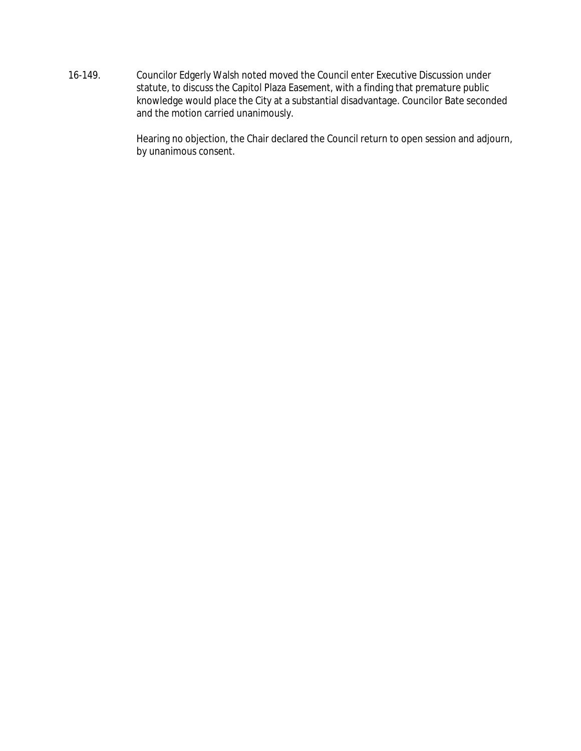16-149. Councilor Edgerly Walsh noted moved the Council enter Executive Discussion under statute, to discuss the Capitol Plaza Easement, with a finding that premature public knowledge would place the City at a substantial disadvantage. Councilor Bate seconded and the motion carried unanimously.

Hearing no objection, the Chair declared the Council return to open session and adjourn, by unanimous consent.